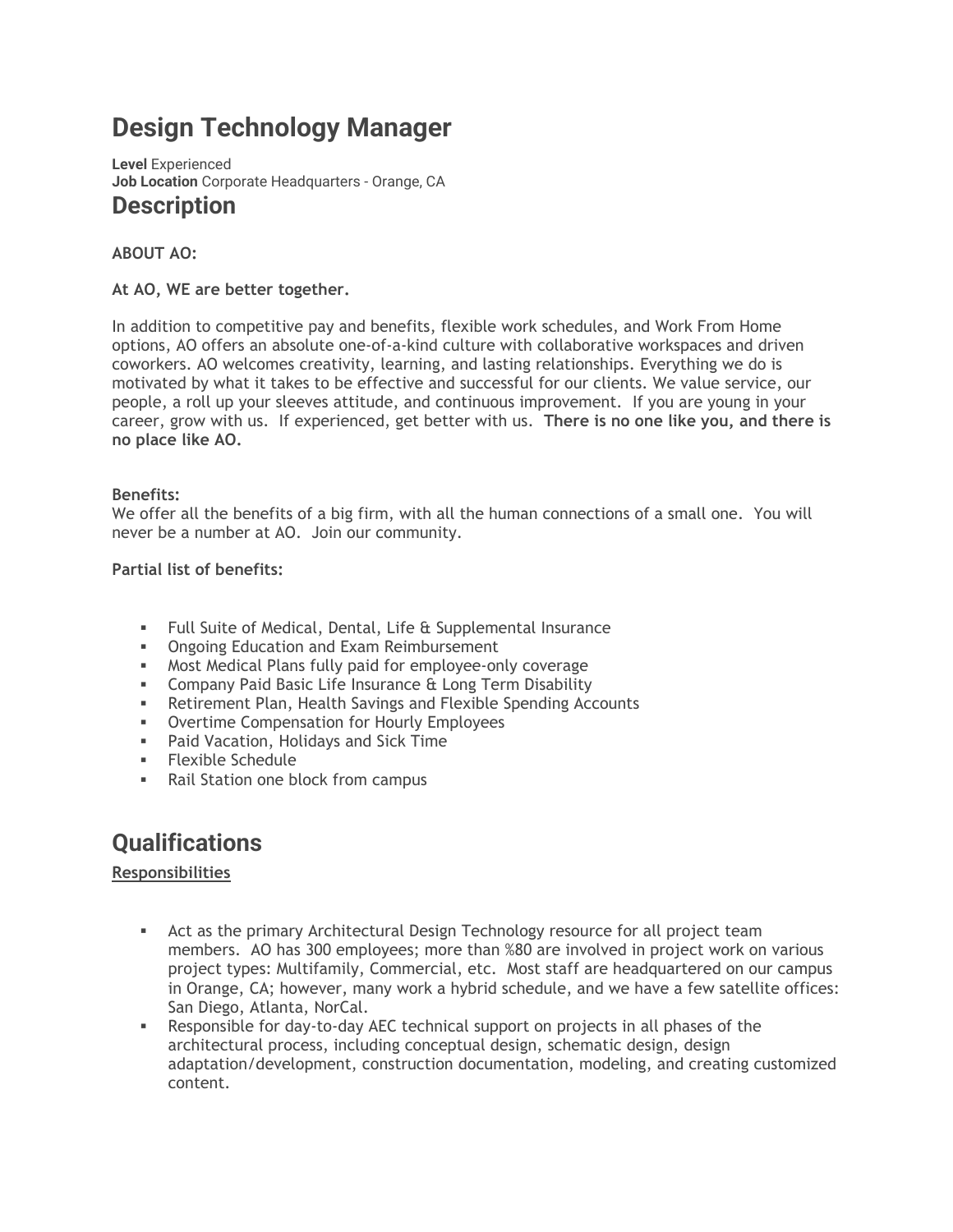# Design Technology Manager

**Level** Experienced
**Job Location** Corporate Headquarters - Orange, CA

## Description

**ABOUT AO:**

**At AO, WE are better together.**

In addition to competitive pay and benefits, flexible work schedules, and Work From Home options, AO offers an absolute one-of-a-kind culture with collaborative workspaces and driven coworkers. AO welcomes creativity, learning, and lasting relationships. Everything we do is motivated by what it takes to be effective and successful for our clients. We value service, our people, a roll up your sleeves attitude, and continuous improvement. If you are young in your career, grow with us. If experienced, get better with us. **There is no one like you, and there is no place like AO.**

**Benefits:**
We offer all the benefits of a big firm, with all the human connections of a small one. You will never be a number at AO. Join our community.

**Partial list of benefits:**

- Full Suite of Medical, Dental, Life & Supplemental Insurance
- Ongoing Education and Exam Reimbursement
- Most Medical Plans fully paid for employee-only coverage
- Company Paid Basic Life Insurance & Long Term Disability
- Retirement Plan, Health Savings and Flexible Spending Accounts
- Overtime Compensation for Hourly Employees
- Paid Vacation, Holidays and Sick Time
- Flexible Schedule
- Rail Station one block from campus

## Qualifications

**Responsibilities**

- Act as the primary Architectural Design Technology resource for all project team members. AO has 300 employees; more than %80 are involved in project work on various project types: Multifamily, Commercial, etc. Most staff are headquartered on our campus in Orange, CA; however, many work a hybrid schedule, and we have a few satellite offices: San Diego, Atlanta, NorCal.
- Responsible for day-to-day AEC technical support on projects in all phases of the architectural process, including conceptual design, schematic design, design adaptation/development, construction documentation, modeling, and creating customized content.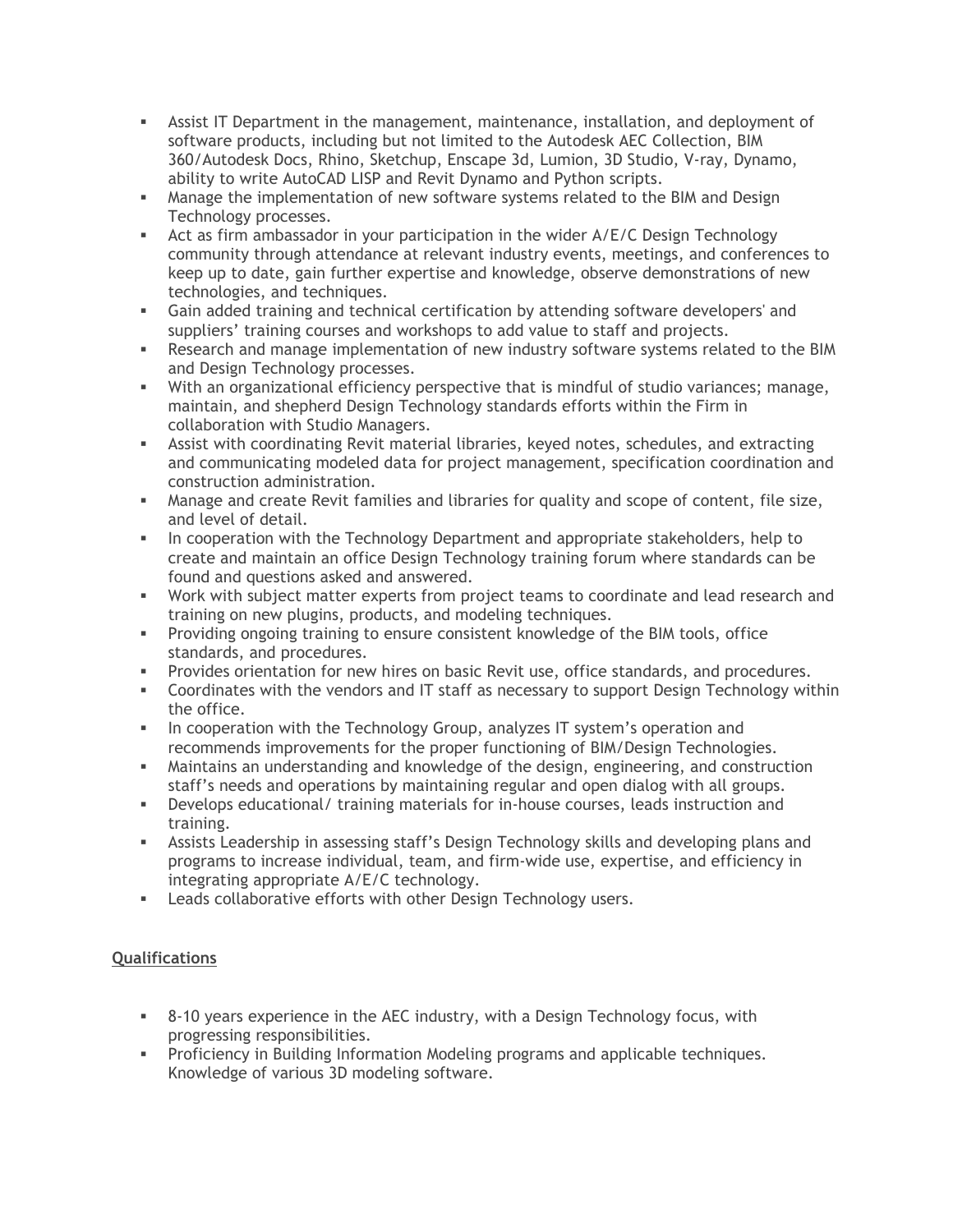- Assist IT Department in the management, maintenance, installation, and deployment of software products, including but not limited to the Autodesk AEC Collection, BIM 360/Autodesk Docs, Rhino, Sketchup, Enscape 3d, Lumion, 3D Studio, V-ray, Dynamo, ability to write AutoCAD LISP and Revit Dynamo and Python scripts.
- Manage the implementation of new software systems related to the BIM and Design Technology processes.
- Act as firm ambassador in your participation in the wider A/E/C Design Technology community through attendance at relevant industry events, meetings, and conferences to keep up to date, gain further expertise and knowledge, observe demonstrations of new technologies, and techniques.
- Gain added training and technical certification by attending software developers' and suppliers' training courses and workshops to add value to staff and projects.
- Research and manage implementation of new industry software systems related to the BIM and Design Technology processes.
- With an organizational efficiency perspective that is mindful of studio variances; manage, maintain, and shepherd Design Technology standards efforts within the Firm in collaboration with Studio Managers.
- Assist with coordinating Revit material libraries, keyed notes, schedules, and extracting and communicating modeled data for project management, specification coordination and construction administration.
- Manage and create Revit families and libraries for quality and scope of content, file size, and level of detail.
- In cooperation with the Technology Department and appropriate stakeholders, help to create and maintain an office Design Technology training forum where standards can be found and questions asked and answered.
- Work with subject matter experts from project teams to coordinate and lead research and training on new plugins, products, and modeling techniques.
- Providing ongoing training to ensure consistent knowledge of the BIM tools, office standards, and procedures.
- Provides orientation for new hires on basic Revit use, office standards, and procedures.
- Coordinates with the vendors and IT staff as necessary to support Design Technology within the office.
- In cooperation with the Technology Group, analyzes IT system's operation and recommends improvements for the proper functioning of BIM/Design Technologies.
- Maintains an understanding and knowledge of the design, engineering, and construction staff's needs and operations by maintaining regular and open dialog with all groups.
- Develops educational/ training materials for in-house courses, leads instruction and training.
- Assists Leadership in assessing staff's Design Technology skills and developing plans and programs to increase individual, team, and firm-wide use, expertise, and efficiency in integrating appropriate A/E/C technology.
- Leads collaborative efforts with other Design Technology users.

## Qualifications

- 8-10 years experience in the AEC industry, with a Design Technology focus, with progressing responsibilities.
- Proficiency in Building Information Modeling programs and applicable techniques. Knowledge of various 3D modeling software.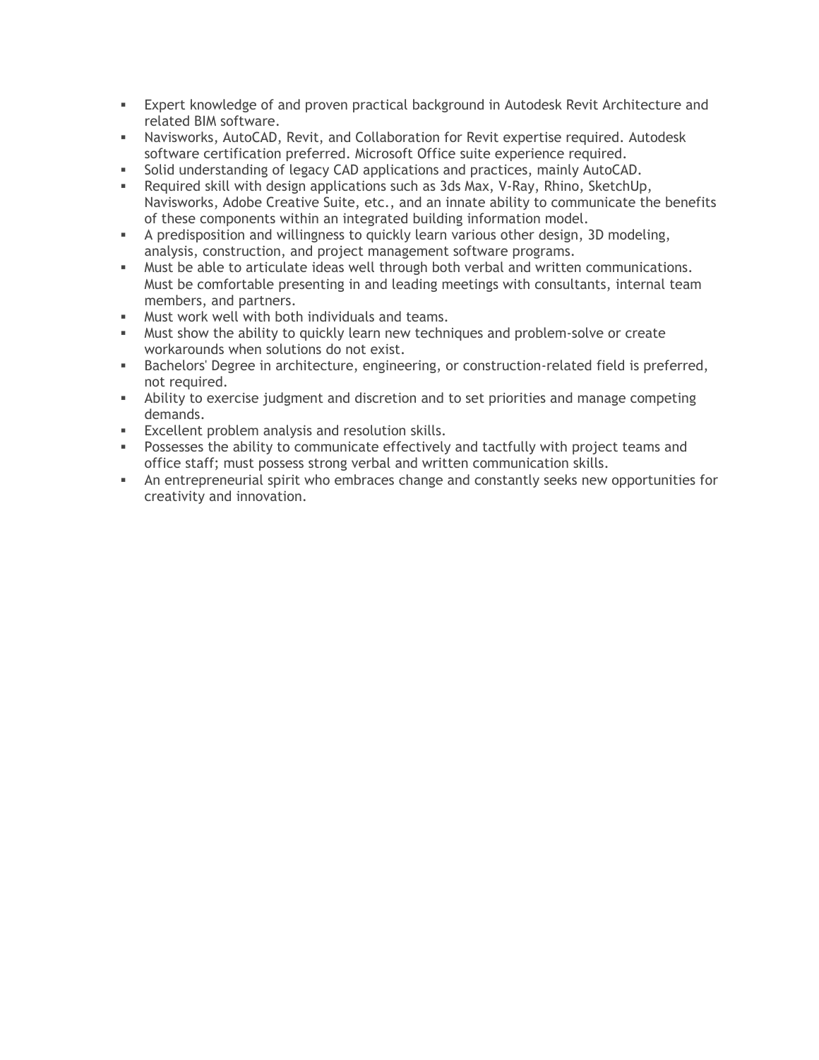- Expert knowledge of and proven practical background in Autodesk Revit Architecture and related BIM software.
- Navisworks, AutoCAD, Revit, and Collaboration for Revit expertise required. Autodesk software certification preferred. Microsoft Office suite experience required.
- Solid understanding of legacy CAD applications and practices, mainly AutoCAD.
- Required skill with design applications such as 3ds Max, V-Ray, Rhino, SketchUp, Navisworks, Adobe Creative Suite, etc., and an innate ability to communicate the benefits of these components within an integrated building information model.
- A predisposition and willingness to quickly learn various other design, 3D modeling, analysis, construction, and project management software programs.
- Must be able to articulate ideas well through both verbal and written communications. Must be comfortable presenting in and leading meetings with consultants, internal team members, and partners.
- Must work well with both individuals and teams.
- Must show the ability to quickly learn new techniques and problem-solve or create workarounds when solutions do not exist.
- Bachelors' Degree in architecture, engineering, or construction-related field is preferred, not required.
- Ability to exercise judgment and discretion and to set priorities and manage competing demands.
- Excellent problem analysis and resolution skills.
- Possesses the ability to communicate effectively and tactfully with project teams and office staff; must possess strong verbal and written communication skills.
- An entrepreneurial spirit who embraces change and constantly seeks new opportunities for creativity and innovation.